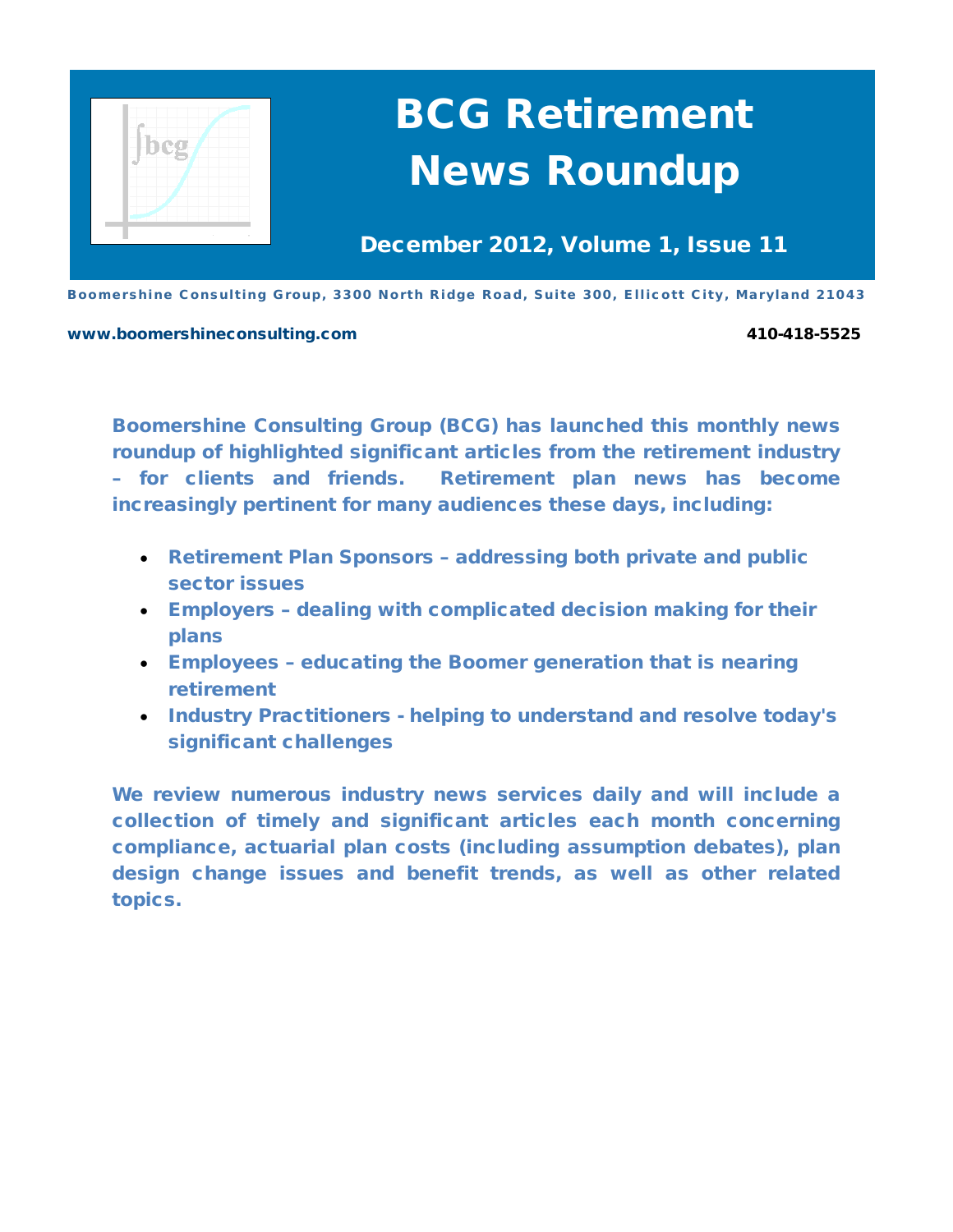# BCG Retirement News Roundup

**December 2012, Volume 1, Issue 11**

**Boomershine Consulting Group, 3300 North Ridge Road, Suite 300, Ellicott City, Maryland 21043**

**www.boomershineconsulting.com** **410-418-5525**

**Boomershine Consulting Group (BCG) has launched this monthly news roundup of highlighted significant articles from the retirement industry – for clients and friends. Retirement plan news has become increasingly pertinent for many audiences these days, including:**

- **Retirement Plan Sponsors – addressing both private and public sector issues**
- **Employers – dealing with complicated decision making for their plans**
- **Employees – educating the Boomer generation that is nearing retirement**
- **Industry Practitioners - helping to understand and resolve today's significant challenges**

**We review numerous industry news services daily and will include a collection of timely and significant articles each month concerning compliance, actuarial plan costs (including assumption debates), plan design change issues and benefit trends, as well as other related topics.**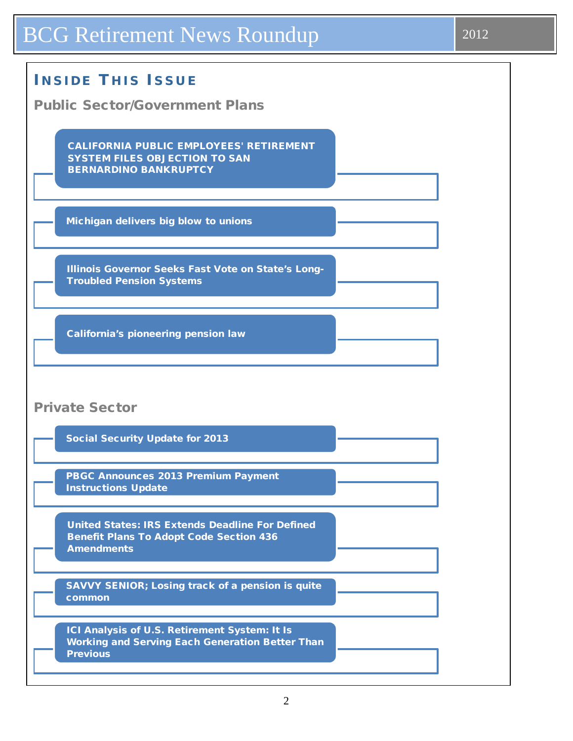# INSIDE THIS ISSUE

## Public Sector/Government Plans

- CALIFORNIA PUBLIC EMPLOYEES' RETIREMENT SYSTEM FILES OBJECTION TO SAN BERNARDINO BANKRUPTCY
- Michigan delivers big blow to unions
- Illinois Governor Seeks Fast Vote on State's Long-Troubled Pension Systems
- California's pioneering pension law

## Private Sector

- Social Security Update for 2013
- PBGC Announces 2013 Premium Payment Instructions Update
- United States: IRS Extends Deadline For Defined Benefit Plans To Adopt Code Section 436 Amendments
- SAVVY SENIOR; Losing track of a pension is quite common
- ICI Analysis of U.S. Retirement System: It Is Working and Serving Each Generation Better Than Previous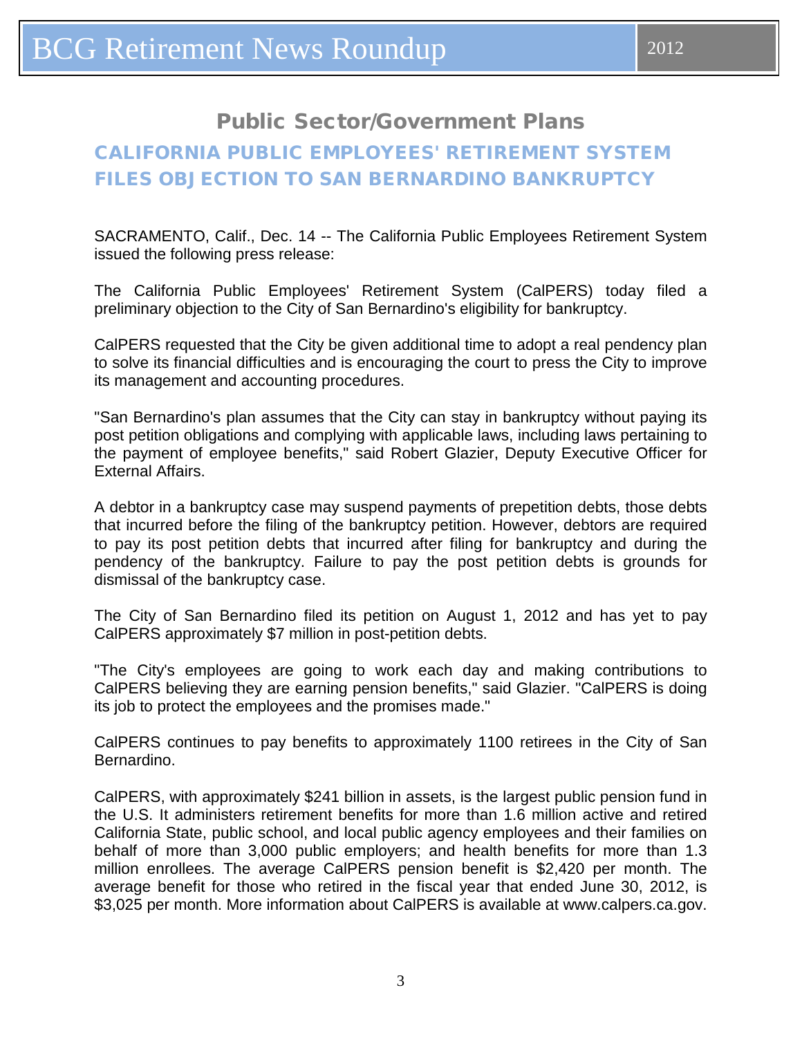## Public Sector/Government Plans

### CALIFORNIA PUBLIC EMPLOYEES' RETIREMENT SYSTEM FILES OBJECTION TO SAN BERNARDINO BANKRUPTCY

SACRAMENTO, Calif., Dec. 14 -- The California Public Employees Retirement System issued the following press release:

The California Public Employees' Retirement System (CalPERS) today filed a preliminary objection to the City of San Bernardino's eligibility for bankruptcy.

CalPERS requested that the City be given additional time to adopt a real pendency plan to solve its financial difficulties and is encouraging the court to press the City to improve its management and accounting procedures.

"San Bernardino's plan assumes that the City can stay in bankruptcy without paying its post petition obligations and complying with applicable laws, including laws pertaining to the payment of employee benefits," said Robert Glazier, Deputy Executive Officer for External Affairs.

A debtor in a bankruptcy case may suspend payments of prepetition debts, those debts that incurred before the filing of the bankruptcy petition. However, debtors are required to pay its post petition debts that incurred after filing for bankruptcy and during the pendency of the bankruptcy. Failure to pay the post petition debts is grounds for dismissal of the bankruptcy case.

The City of San Bernardino filed its petition on August 1, 2012 and has yet to pay CalPERS approximately $7 million in post-petition debts.

"The City's employees are going to work each day and making contributions to CalPERS believing they are earning pension benefits," said Glazier. "CalPERS is doing its job to protect the employees and the promises made."

CalPERS continues to pay benefits to approximately 1100 retirees in the City of San Bernardino.

CalPERS, with approximately $241 billion in assets, is the largest public pension fund in the U.S. It administers retirement benefits for more than 1.6 million active and retired California State, public school, and local public agency employees and their families on behalf of more than 3,000 public employers; and health benefits for more than 1.3 million enrollees. The average CalPERS pension benefit is $2,420 per month. The average benefit for those who retired in the fiscal year that ended June 30, 2012, is $3,025 per month. More information about CalPERS is available at www.calpers.ca.gov.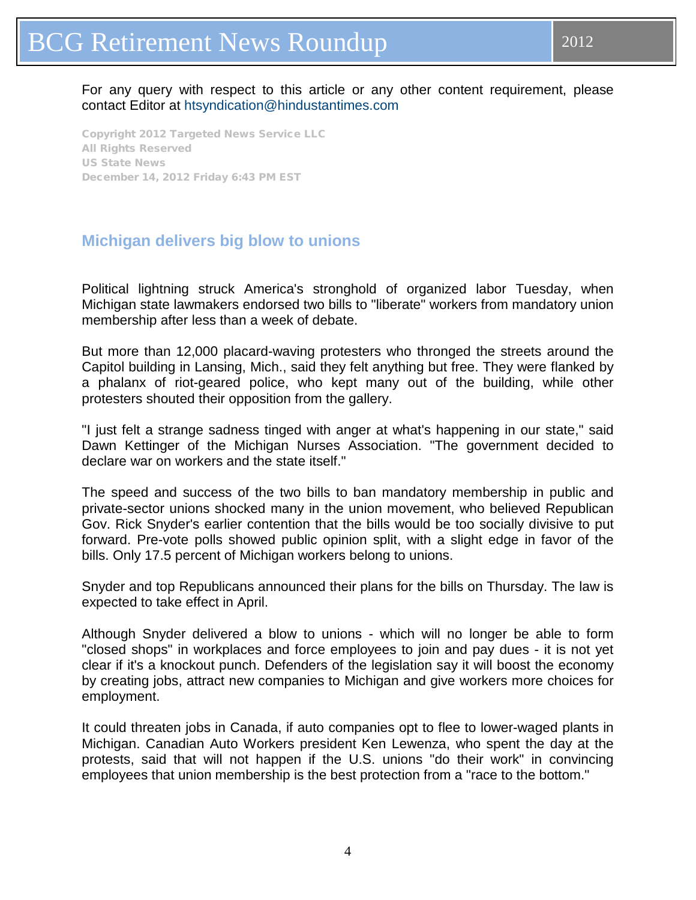For any query with respect to this article or any other content requirement, please contact Editor at htsyndication@hindustantimes.com

**Copyright 2012 Targeted News Service LLC**
**All Rights Reserved**
**US State News**
**December 14, 2012 Friday 6:43 PM EST**

## Michigan delivers big blow to unions

Political lightning struck America's stronghold of organized labor Tuesday, when Michigan state lawmakers endorsed two bills to "liberate" workers from mandatory union membership after less than a week of debate.

But more than 12,000 placard-waving protesters who thronged the streets around the Capitol building in Lansing, Mich., said they felt anything but free. They were flanked by a phalanx of riot-geared police, who kept many out of the building, while other protesters shouted their opposition from the gallery.

"I just felt a strange sadness tinged with anger at what's happening in our state," said Dawn Kettinger of the Michigan Nurses Association. "The government decided to declare war on workers and the state itself."

The speed and success of the two bills to ban mandatory membership in public and private-sector unions shocked many in the union movement, who believed Republican Gov. Rick Snyder's earlier contention that the bills would be too socially divisive to put forward. Pre-vote polls showed public opinion split, with a slight edge in favor of the bills. Only 17.5 percent of Michigan workers belong to unions.

Snyder and top Republicans announced their plans for the bills on Thursday. The law is expected to take effect in April.

Although Snyder delivered a blow to unions - which will no longer be able to form "closed shops" in workplaces and force employees to join and pay dues - it is not yet clear if it's a knockout punch. Defenders of the legislation say it will boost the economy by creating jobs, attract new companies to Michigan and give workers more choices for employment.

It could threaten jobs in Canada, if auto companies opt to flee to lower-waged plants in Michigan. Canadian Auto Workers president Ken Lewenza, who spent the day at the protests, said that will not happen if the U.S. unions "do their work" in convincing employees that union membership is the best protection from a "race to the bottom."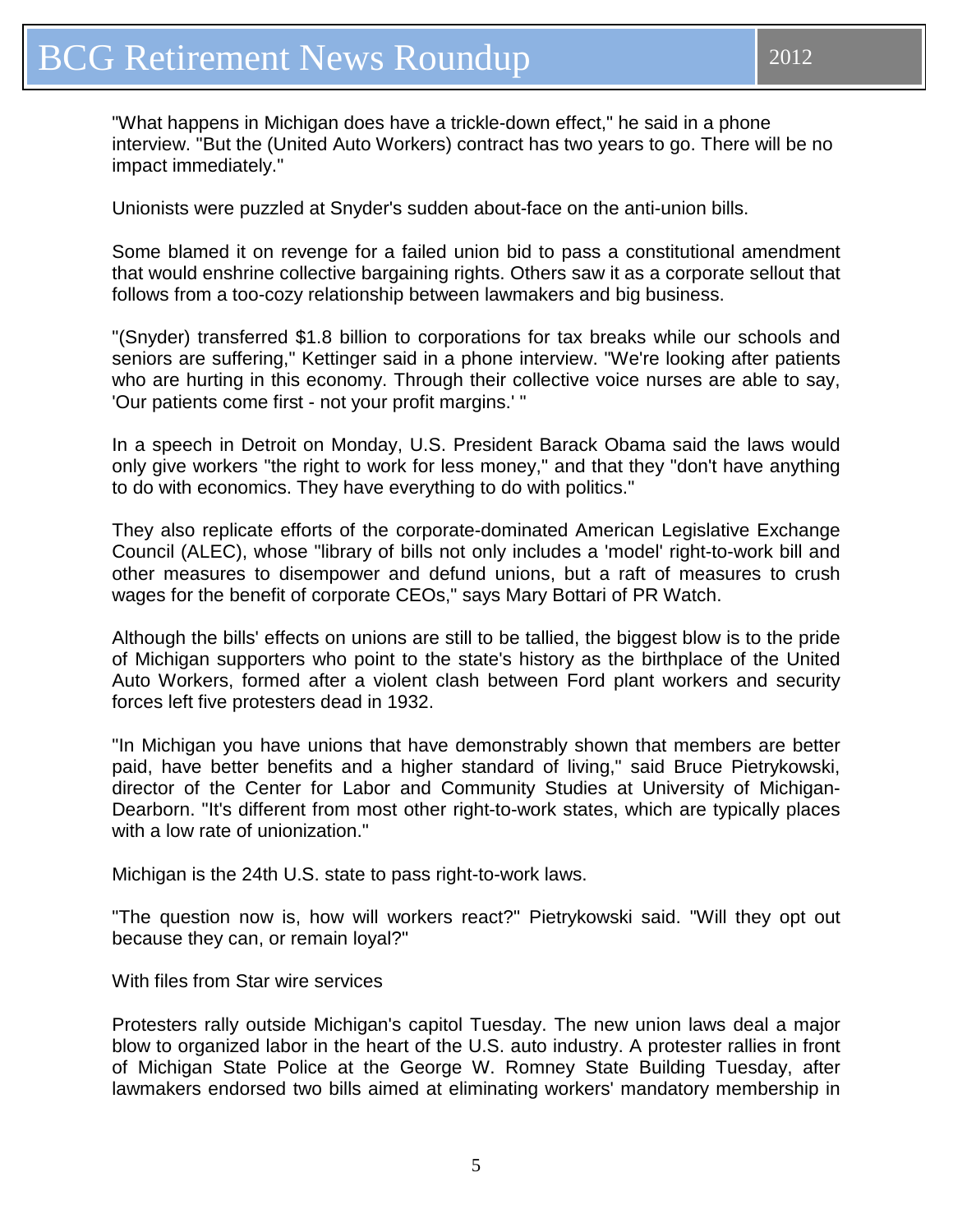"What happens in Michigan does have a trickle-down effect," he said in a phone interview. "But the (United Auto Workers) contract has two years to go. There will be no impact immediately."

Unionists were puzzled at Snyder's sudden about-face on the anti-union bills.

Some blamed it on revenge for a failed union bid to pass a constitutional amendment that would enshrine collective bargaining rights. Others saw it as a corporate sellout that follows from a too-cozy relationship between lawmakers and big business.

"(Snyder) transferred $1.8 billion to corporations for tax breaks while our schools and seniors are suffering," Kettinger said in a phone interview. "We're looking after patients who are hurting in this economy. Through their collective voice nurses are able to say, 'Our patients come first - not your profit margins.' "

In a speech in Detroit on Monday, U.S. President Barack Obama said the laws would only give workers "the right to work for less money," and that they "don't have anything to do with economics. They have everything to do with politics."

They also replicate efforts of the corporate-dominated American Legislative Exchange Council (ALEC), whose "library of bills not only includes a 'model' right-to-work bill and other measures to disempower and defund unions, but a raft of measures to crush wages for the benefit of corporate CEOs," says Mary Bottari of PR Watch.

Although the bills' effects on unions are still to be tallied, the biggest blow is to the pride of Michigan supporters who point to the state's history as the birthplace of the United Auto Workers, formed after a violent clash between Ford plant workers and security forces left five protesters dead in 1932.

"In Michigan you have unions that have demonstrably shown that members are better paid, have better benefits and a higher standard of living," said Bruce Pietrykowski, director of the Center for Labor and Community Studies at University of Michigan-Dearborn. "It's different from most other right-to-work states, which are typically places with a low rate of unionization."

Michigan is the 24th U.S. state to pass right-to-work laws.

"The question now is, how will workers react?" Pietrykowski said. "Will they opt out because they can, or remain loyal?"

With files from Star wire services

Protesters rally outside Michigan's capitol Tuesday. The new union laws deal a major blow to organized labor in the heart of the U.S. auto industry. A protester rallies in front of Michigan State Police at the George W. Romney State Building Tuesday, after lawmakers endorsed two bills aimed at eliminating workers' mandatory membership in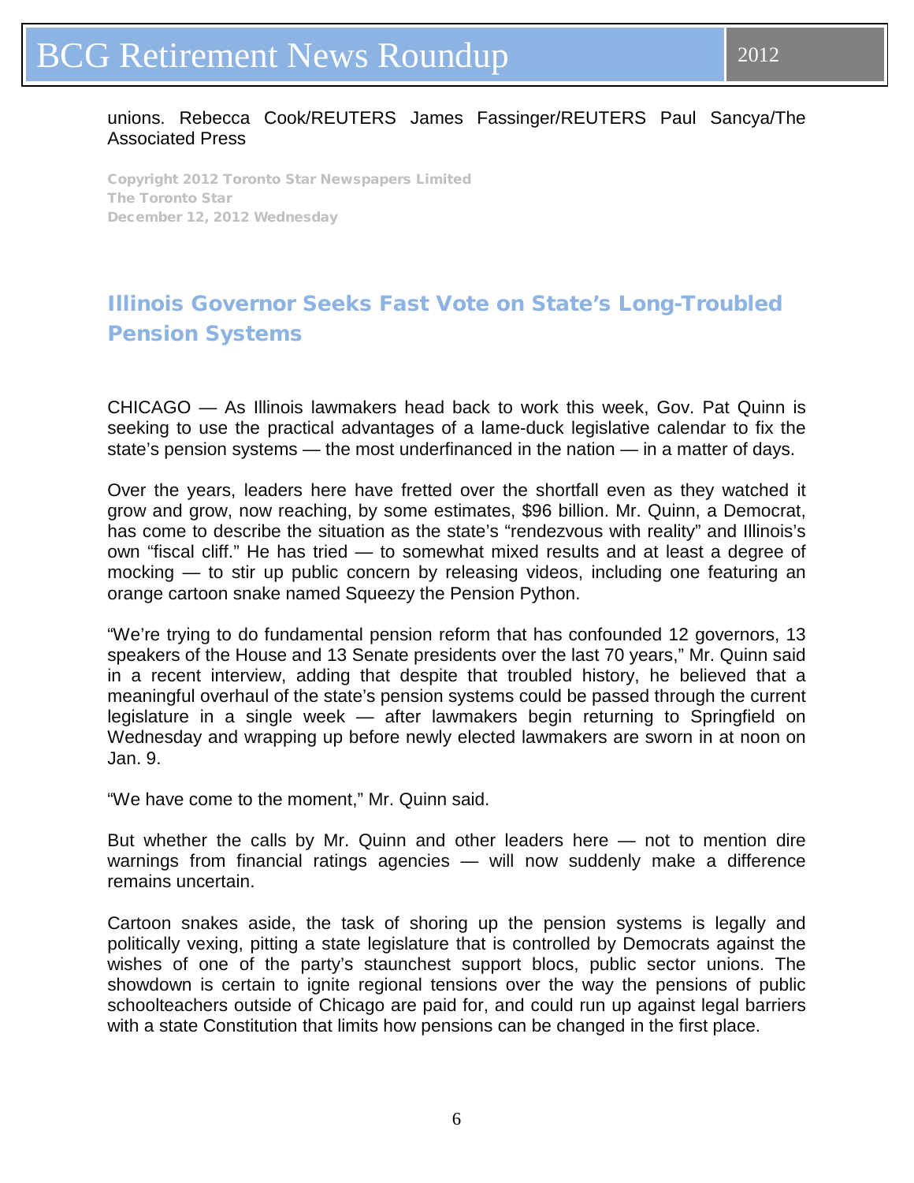unions. Rebecca Cook/REUTERS James Fassinger/REUTERS Paul Sancya/The Associated Press

Copyright 2012 Toronto Star Newspapers Limited
The Toronto Star
December 12, 2012 Wednesday

## Illinois Governor Seeks Fast Vote on State's Long-Troubled Pension Systems

CHICAGO — As Illinois lawmakers head back to work this week, Gov. Pat Quinn is seeking to use the practical advantages of a lame-duck legislative calendar to fix the state's pension systems — the most underfinanced in the nation — in a matter of days.

Over the years, leaders here have fretted over the shortfall even as they watched it grow and grow, now reaching, by some estimates, $96 billion. Mr. Quinn, a Democrat, has come to describe the situation as the state's "rendezvous with reality" and Illinois's own "fiscal cliff." He has tried — to somewhat mixed results and at least a degree of mocking — to stir up public concern by releasing videos, including one featuring an orange cartoon snake named Squeezy the Pension Python.

"We're trying to do fundamental pension reform that has confounded 12 governors, 13 speakers of the House and 13 Senate presidents over the last 70 years," Mr. Quinn said in a recent interview, adding that despite that troubled history, he believed that a meaningful overhaul of the state's pension systems could be passed through the current legislature in a single week — after lawmakers begin returning to Springfield on Wednesday and wrapping up before newly elected lawmakers are sworn in at noon on Jan. 9.

"We have come to the moment," Mr. Quinn said.

But whether the calls by Mr. Quinn and other leaders here — not to mention dire warnings from financial ratings agencies — will now suddenly make a difference remains uncertain.

Cartoon snakes aside, the task of shoring up the pension systems is legally and politically vexing, pitting a state legislature that is controlled by Democrats against the wishes of one of the party's staunchest support blocs, public sector unions. The showdown is certain to ignite regional tensions over the way the pensions of public schoolteachers outside of Chicago are paid for, and could run up against legal barriers with a state Constitution that limits how pensions can be changed in the first place.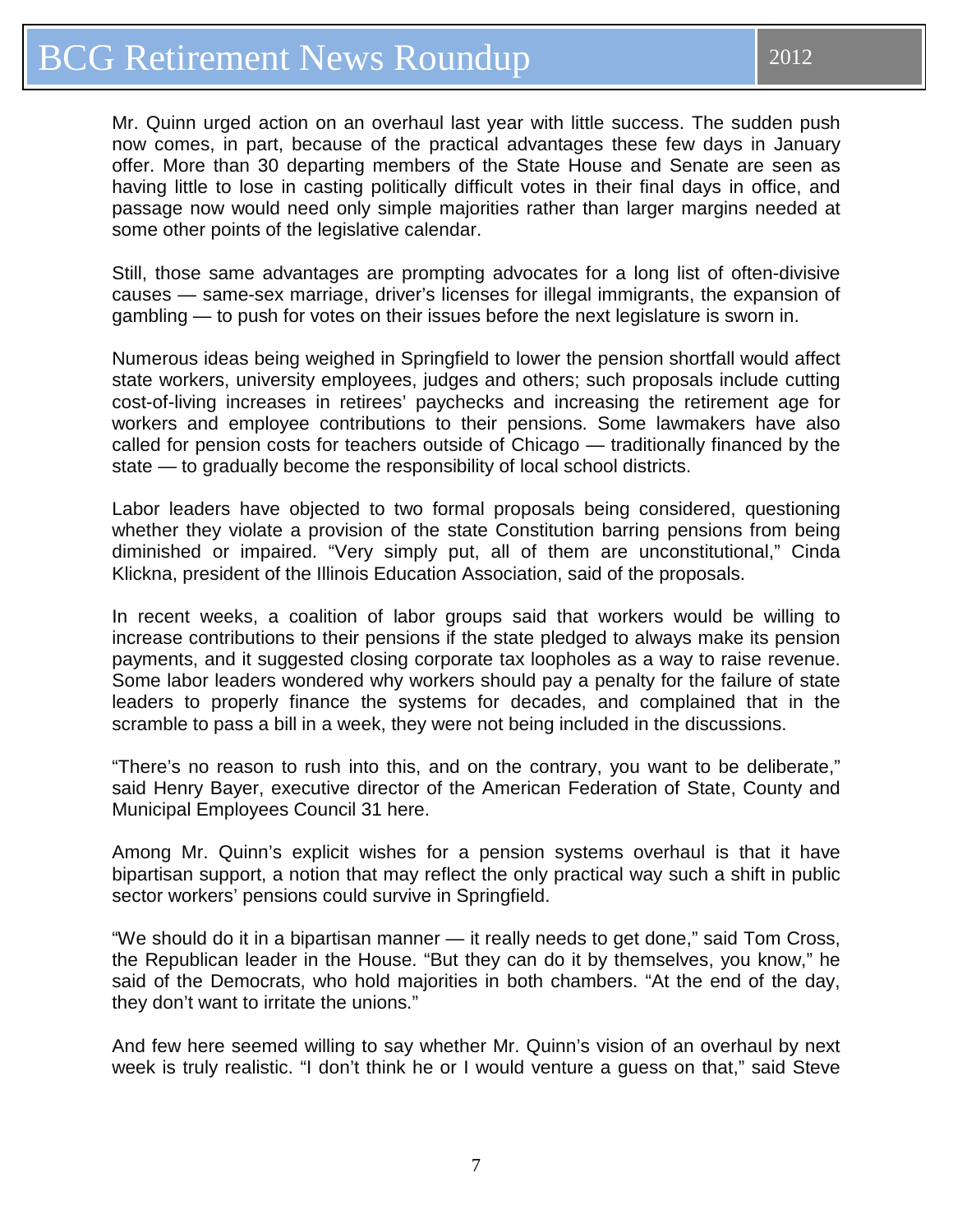Mr. Quinn urged action on an overhaul last year with little success. The sudden push now comes, in part, because of the practical advantages these few days in January offer. More than 30 departing members of the State House and Senate are seen as having little to lose in casting politically difficult votes in their final days in office, and passage now would need only simple majorities rather than larger margins needed at some other points of the legislative calendar.

Still, those same advantages are prompting advocates for a long list of often-divisive causes — same-sex marriage, driver's licenses for illegal immigrants, the expansion of gambling — to push for votes on their issues before the next legislature is sworn in.

Numerous ideas being weighed in Springfield to lower the pension shortfall would affect state workers, university employees, judges and others; such proposals include cutting cost-of-living increases in retirees' paychecks and increasing the retirement age for workers and employee contributions to their pensions. Some lawmakers have also called for pension costs for teachers outside of Chicago — traditionally financed by the state — to gradually become the responsibility of local school districts.

Labor leaders have objected to two formal proposals being considered, questioning whether they violate a provision of the state Constitution barring pensions from being diminished or impaired. "Very simply put, all of them are unconstitutional," Cinda Klickna, president of the Illinois Education Association, said of the proposals.

In recent weeks, a coalition of labor groups said that workers would be willing to increase contributions to their pensions if the state pledged to always make its pension payments, and it suggested closing corporate tax loopholes as a way to raise revenue. Some labor leaders wondered why workers should pay a penalty for the failure of state leaders to properly finance the systems for decades, and complained that in the scramble to pass a bill in a week, they were not being included in the discussions.

"There's no reason to rush into this, and on the contrary, you want to be deliberate," said Henry Bayer, executive director of the American Federation of State, County and Municipal Employees Council 31 here.

Among Mr. Quinn's explicit wishes for a pension systems overhaul is that it have bipartisan support, a notion that may reflect the only practical way such a shift in public sector workers' pensions could survive in Springfield.

"We should do it in a bipartisan manner — it really needs to get done," said Tom Cross, the Republican leader in the House. "But they can do it by themselves, you know," he said of the Democrats, who hold majorities in both chambers. "At the end of the day, they don't want to irritate the unions."

And few here seemed willing to say whether Mr. Quinn's vision of an overhaul by next week is truly realistic. "I don't think he or I would venture a guess on that," said Steve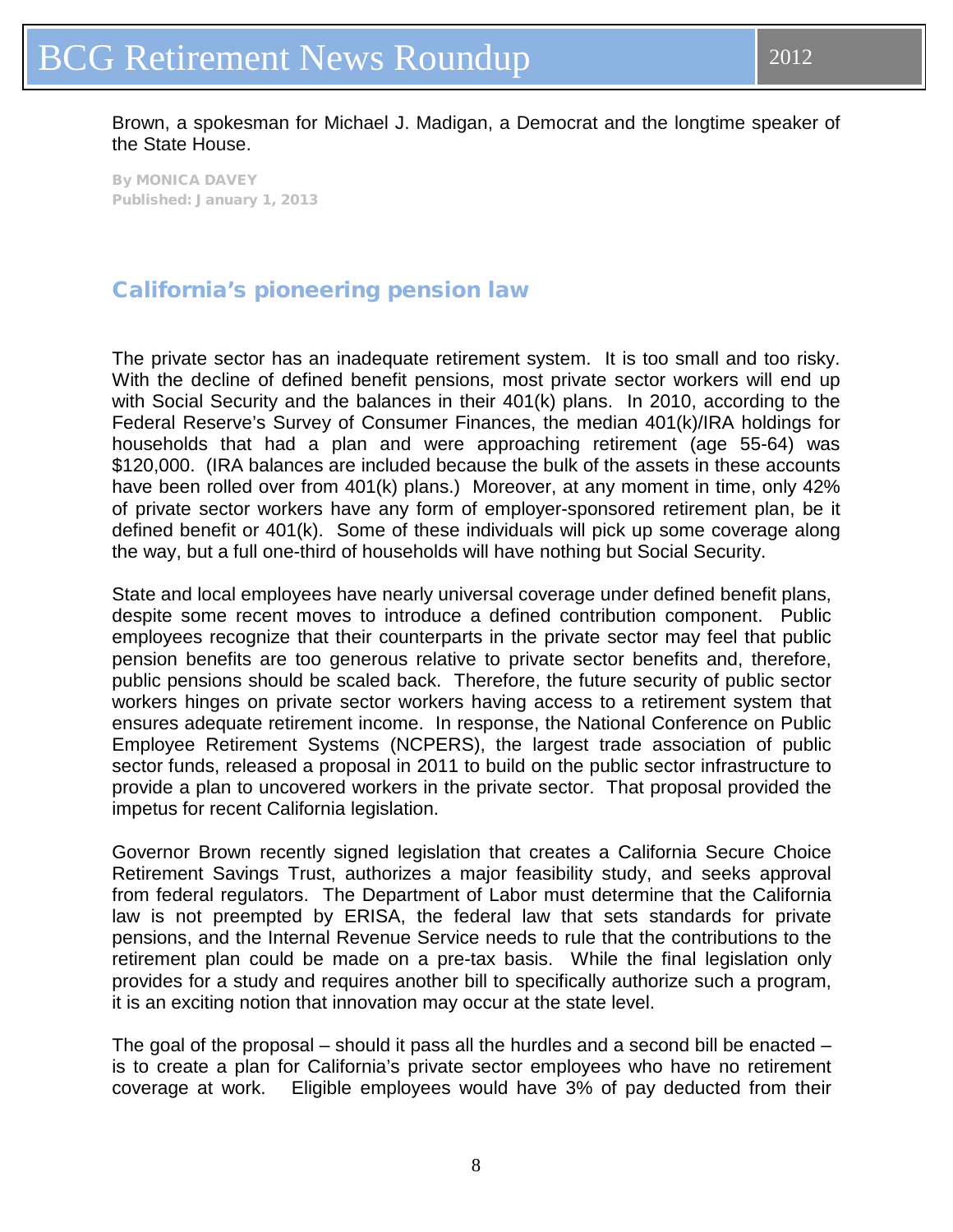Brown, a spokesman for Michael J. Madigan, a Democrat and the longtime speaker of the State House.

**By MONICA DAVEY**
**Published: January 1, 2013**

## California's pioneering pension law

The private sector has an inadequate retirement system. It is too small and too risky. With the decline of defined benefit pensions, most private sector workers will end up with Social Security and the balances in their 401(k) plans. In 2010, according to the Federal Reserve's Survey of Consumer Finances, the median 401(k)/IRA holdings for households that had a plan and were approaching retirement (age 55-64) was $120,000. (IRA balances are included because the bulk of the assets in these accounts have been rolled over from 401(k) plans.) Moreover, at any moment in time, only 42% of private sector workers have any form of employer-sponsored retirement plan, be it defined benefit or 401(k). Some of these individuals will pick up some coverage along the way, but a full one-third of households will have nothing but Social Security.

State and local employees have nearly universal coverage under defined benefit plans, despite some recent moves to introduce a defined contribution component. Public employees recognize that their counterparts in the private sector may feel that public pension benefits are too generous relative to private sector benefits and, therefore, public pensions should be scaled back. Therefore, the future security of public sector workers hinges on private sector workers having access to a retirement system that ensures adequate retirement income. In response, the National Conference on Public Employee Retirement Systems (NCPERS), the largest trade association of public sector funds, released a proposal in 2011 to build on the public sector infrastructure to provide a plan to uncovered workers in the private sector. That proposal provided the impetus for recent California legislation.

Governor Brown recently signed legislation that creates a California Secure Choice Retirement Savings Trust, authorizes a major feasibility study, and seeks approval from federal regulators. The Department of Labor must determine that the California law is not preempted by ERISA, the federal law that sets standards for private pensions, and the Internal Revenue Service needs to rule that the contributions to the retirement plan could be made on a pre-tax basis. While the final legislation only provides for a study and requires another bill to specifically authorize such a program, it is an exciting notion that innovation may occur at the state level.

The goal of the proposal – should it pass all the hurdles and a second bill be enacted – is to create a plan for California's private sector employees who have no retirement coverage at work. Eligible employees would have 3% of pay deducted from their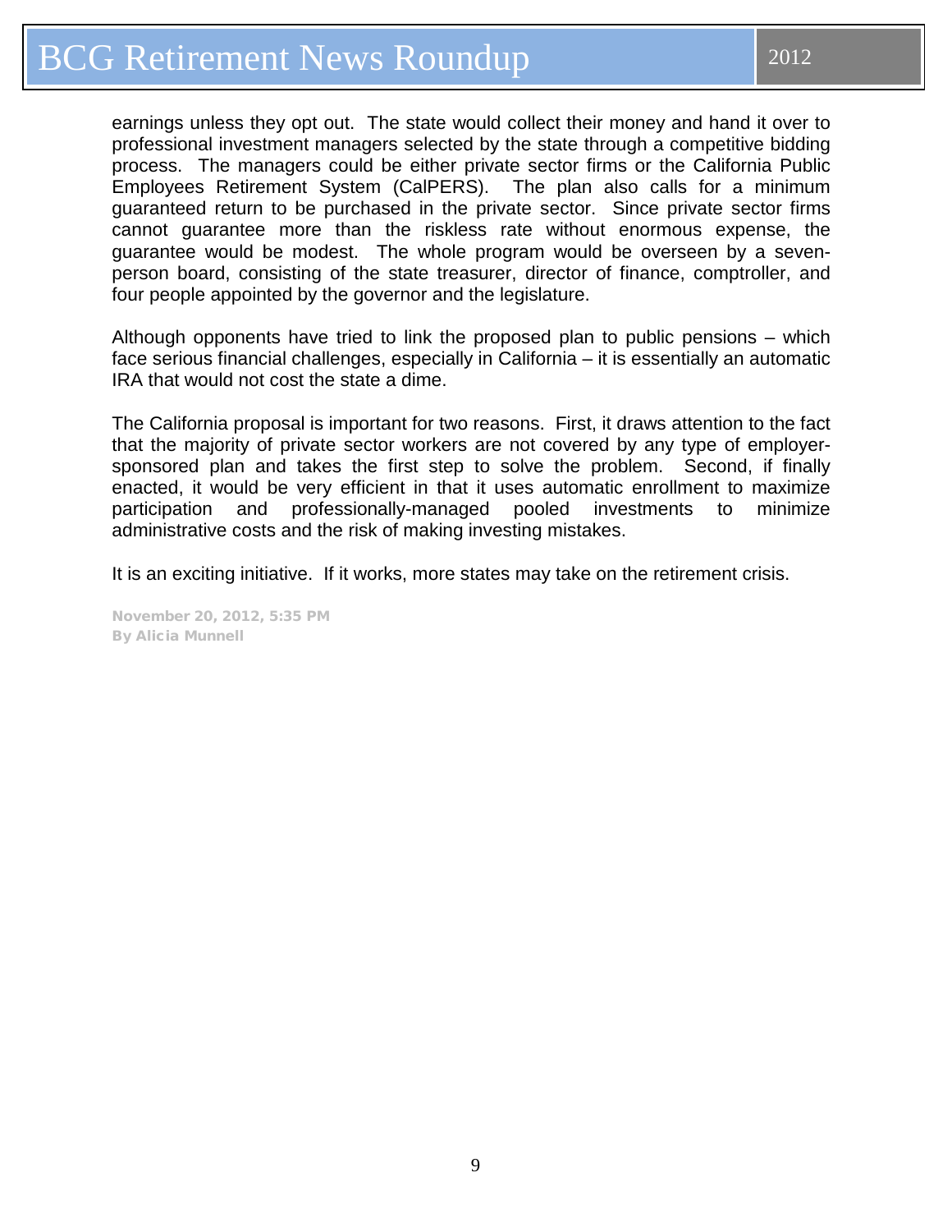earnings unless they opt out. The state would collect their money and hand it over to professional investment managers selected by the state through a competitive bidding process. The managers could be either private sector firms or the California Public Employees Retirement System (CalPERS). The plan also calls for a minimum guaranteed return to be purchased in the private sector. Since private sector firms cannot guarantee more than the riskless rate without enormous expense, the guarantee would be modest. The whole program would be overseen by a seven-person board, consisting of the state treasurer, director of finance, comptroller, and four people appointed by the governor and the legislature.

Although opponents have tried to link the proposed plan to public pensions – which face serious financial challenges, especially in California – it is essentially an automatic IRA that would not cost the state a dime.

The California proposal is important for two reasons. First, it draws attention to the fact that the majority of private sector workers are not covered by any type of employer-sponsored plan and takes the first step to solve the problem. Second, if finally enacted, it would be very efficient in that it uses automatic enrollment to maximize participation and professionally-managed pooled investments to minimize administrative costs and the risk of making investing mistakes.

It is an exciting initiative. If it works, more states may take on the retirement crisis.

November 20, 2012, 5:35 PM
By Alicia Munnell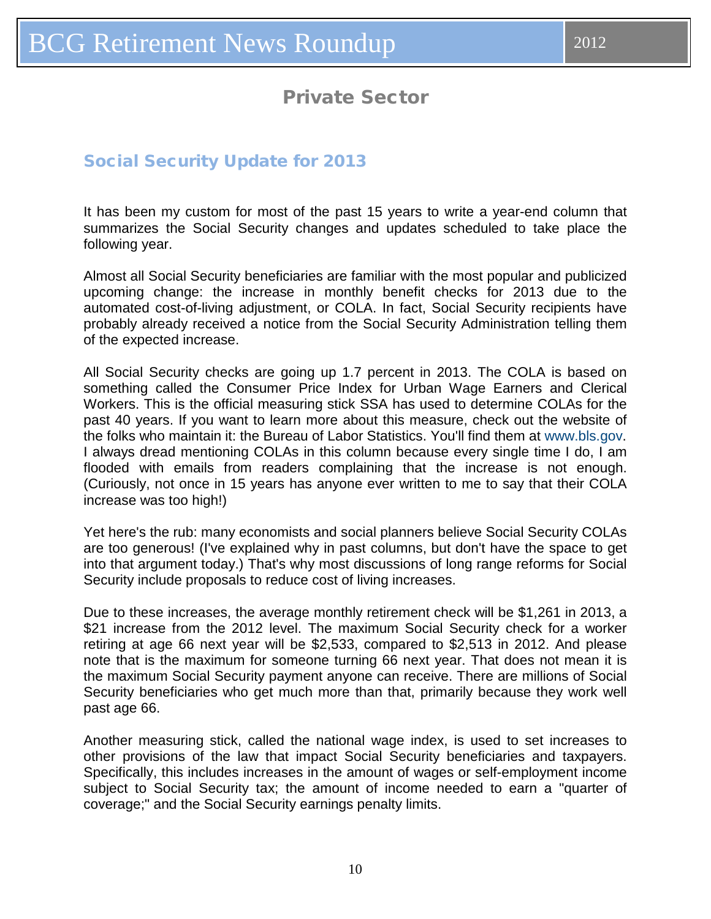## Private Sector

### Social Security Update for 2013

It has been my custom for most of the past 15 years to write a year-end column that summarizes the Social Security changes and updates scheduled to take place the following year.

Almost all Social Security beneficiaries are familiar with the most popular and publicized upcoming change: the increase in monthly benefit checks for 2013 due to the automated cost-of-living adjustment, or COLA. In fact, Social Security recipients have probably already received a notice from the Social Security Administration telling them of the expected increase.

All Social Security checks are going up 1.7 percent in 2013. The COLA is based on something called the Consumer Price Index for Urban Wage Earners and Clerical Workers. This is the official measuring stick SSA has used to determine COLAs for the past 40 years. If you want to learn more about this measure, check out the website of the folks who maintain it: the Bureau of Labor Statistics. You'll find them at www.bls.gov. I always dread mentioning COLAs in this column because every single time I do, I am flooded with emails from readers complaining that the increase is not enough. (Curiously, not once in 15 years has anyone ever written to me to say that their COLA increase was too high!)

Yet here's the rub: many economists and social planners believe Social Security COLAs are too generous! (I've explained why in past columns, but don't have the space to get into that argument today.) That's why most discussions of long range reforms for Social Security include proposals to reduce cost of living increases.

Due to these increases, the average monthly retirement check will be $1,261 in 2013, a $21 increase from the 2012 level. The maximum Social Security check for a worker retiring at age 66 next year will be $2,533, compared to $2,513 in 2012. And please note that is the maximum for someone turning 66 next year. That does not mean it is the maximum Social Security payment anyone can receive. There are millions of Social Security beneficiaries who get much more than that, primarily because they work well past age 66.

Another measuring stick, called the national wage index, is used to set increases to other provisions of the law that impact Social Security beneficiaries and taxpayers. Specifically, this includes increases in the amount of wages or self-employment income subject to Social Security tax; the amount of income needed to earn a "quarter of coverage;" and the Social Security earnings penalty limits.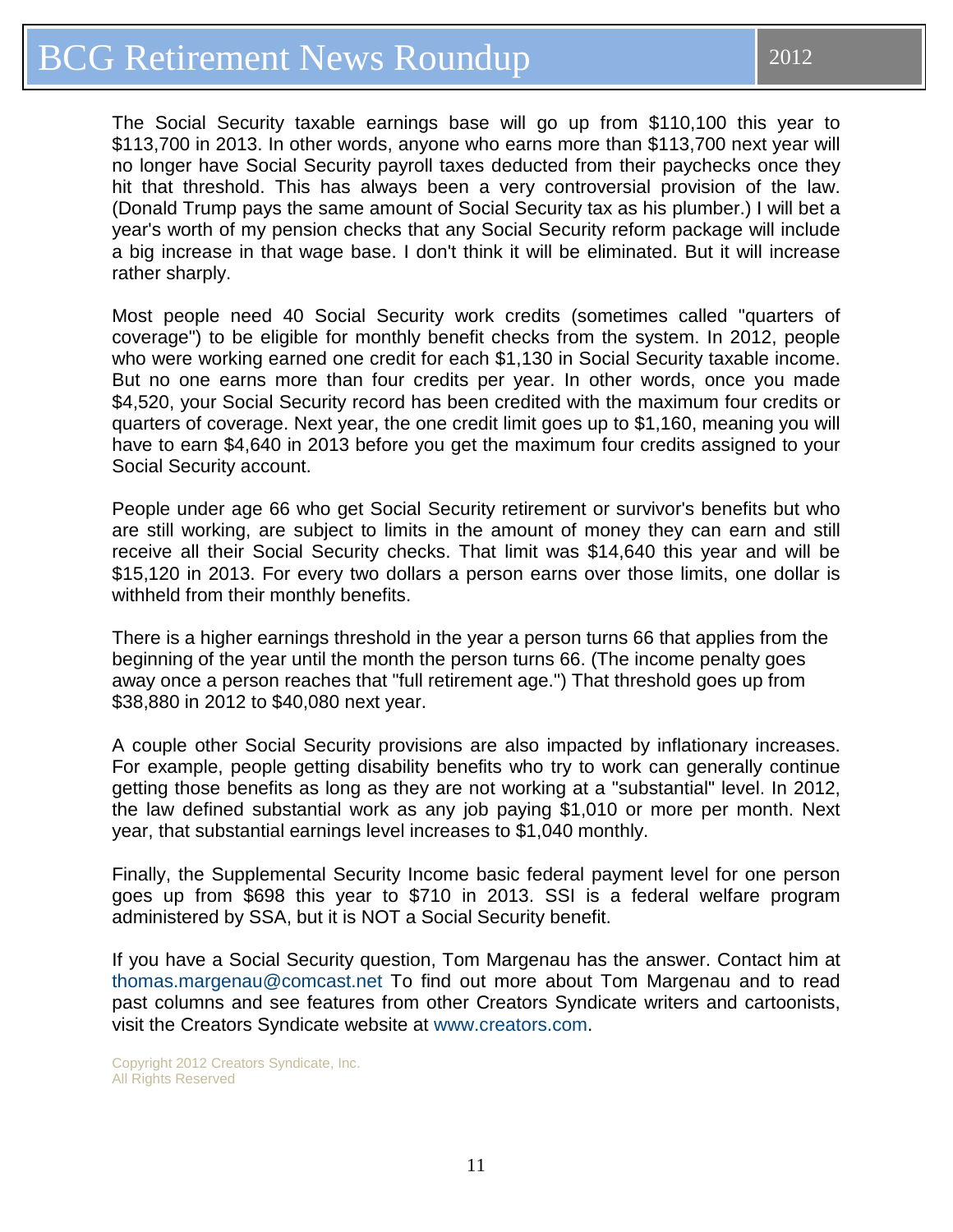The Social Security taxable earnings base will go up from $110,100 this year to $113,700 in 2013. In other words, anyone who earns more than $113,700 next year will no longer have Social Security payroll taxes deducted from their paychecks once they hit that threshold. This has always been a very controversial provision of the law. (Donald Trump pays the same amount of Social Security tax as his plumber.) I will bet a year's worth of my pension checks that any Social Security reform package will include a big increase in that wage base. I don't think it will be eliminated. But it will increase rather sharply.

Most people need 40 Social Security work credits (sometimes called "quarters of coverage") to be eligible for monthly benefit checks from the system. In 2012, people who were working earned one credit for each $1,130 in Social Security taxable income. But no one earns more than four credits per year. In other words, once you made $4,520, your Social Security record has been credited with the maximum four credits or quarters of coverage. Next year, the one credit limit goes up to $1,160, meaning you will have to earn $4,640 in 2013 before you get the maximum four credits assigned to your Social Security account.

People under age 66 who get Social Security retirement or survivor's benefits but who are still working, are subject to limits in the amount of money they can earn and still receive all their Social Security checks. That limit was $14,640 this year and will be $15,120 in 2013. For every two dollars a person earns over those limits, one dollar is withheld from their monthly benefits.

There is a higher earnings threshold in the year a person turns 66 that applies from the beginning of the year until the month the person turns 66. (The income penalty goes away once a person reaches that "full retirement age.") That threshold goes up from $38,880 in 2012 to $40,080 next year.

A couple other Social Security provisions are also impacted by inflationary increases. For example, people getting disability benefits who try to work can generally continue getting those benefits as long as they are not working at a "substantial" level. In 2012, the law defined substantial work as any job paying $1,010 or more per month. Next year, that substantial earnings level increases to $1,040 monthly.

Finally, the Supplemental Security Income basic federal payment level for one person goes up from $698 this year to $710 in 2013. SSI is a federal welfare program administered by SSA, but it is NOT a Social Security benefit.

If you have a Social Security question, Tom Margenau has the answer. Contact him at thomas.margenau@comcast.net To find out more about Tom Margenau and to read past columns and see features from other Creators Syndicate writers and cartoonists, visit the Creators Syndicate website at www.creators.com.

Copyright 2012 Creators Syndicate, Inc.
All Rights Reserved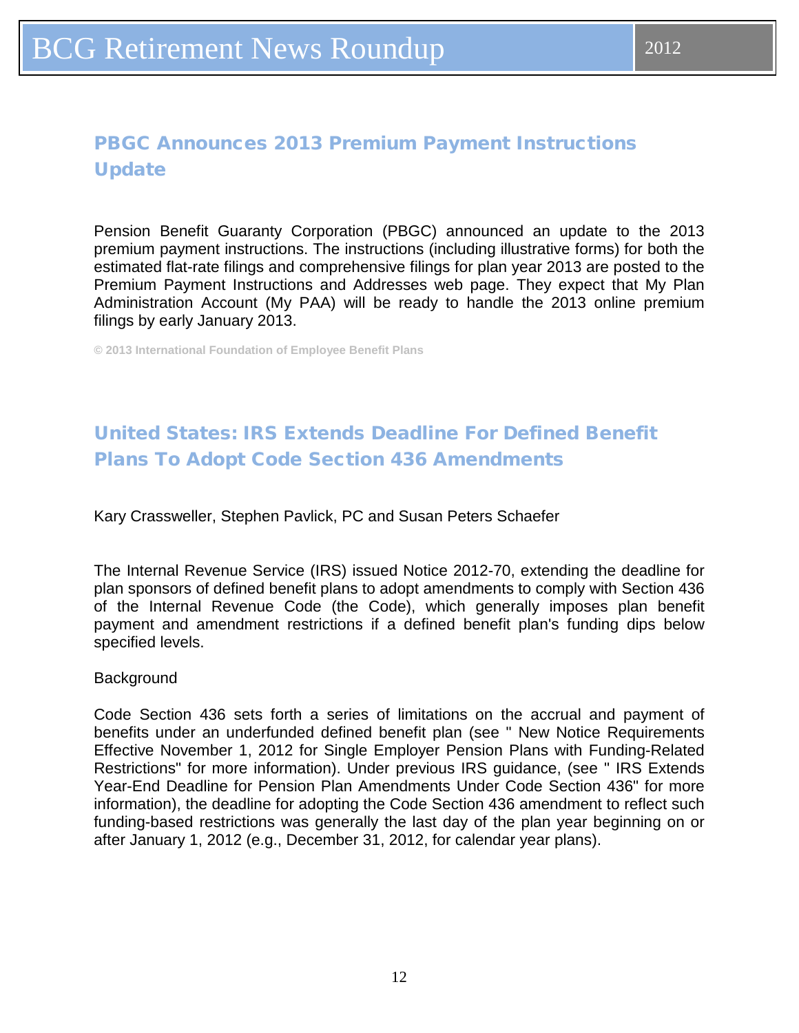## PBGC Announces 2013 Premium Payment Instructions Update

Pension Benefit Guaranty Corporation (PBGC) announced an update to the 2013 premium payment instructions. The instructions (including illustrative forms) for both the estimated flat-rate filings and comprehensive filings for plan year 2013 are posted to the Premium Payment Instructions and Addresses web page. They expect that My Plan Administration Account (My PAA) will be ready to handle the 2013 online premium filings by early January 2013.

© 2013 International Foundation of Employee Benefit Plans

## United States: IRS Extends Deadline For Defined Benefit Plans To Adopt Code Section 436 Amendments

Kary Crassweller, Stephen Pavlick, PC and Susan Peters Schaefer

The Internal Revenue Service (IRS) issued Notice 2012-70, extending the deadline for plan sponsors of defined benefit plans to adopt amendments to comply with Section 436 of the Internal Revenue Code (the Code), which generally imposes plan benefit payment and amendment restrictions if a defined benefit plan's funding dips below specified levels.

Background

Code Section 436 sets forth a series of limitations on the accrual and payment of benefits under an underfunded defined benefit plan (see " New Notice Requirements Effective November 1, 2012 for Single Employer Pension Plans with Funding-Related Restrictions" for more information). Under previous IRS guidance, (see " IRS Extends Year-End Deadline for Pension Plan Amendments Under Code Section 436" for more information), the deadline for adopting the Code Section 436 amendment to reflect such funding-based restrictions was generally the last day of the plan year beginning on or after January 1, 2012 (e.g., December 31, 2012, for calendar year plans).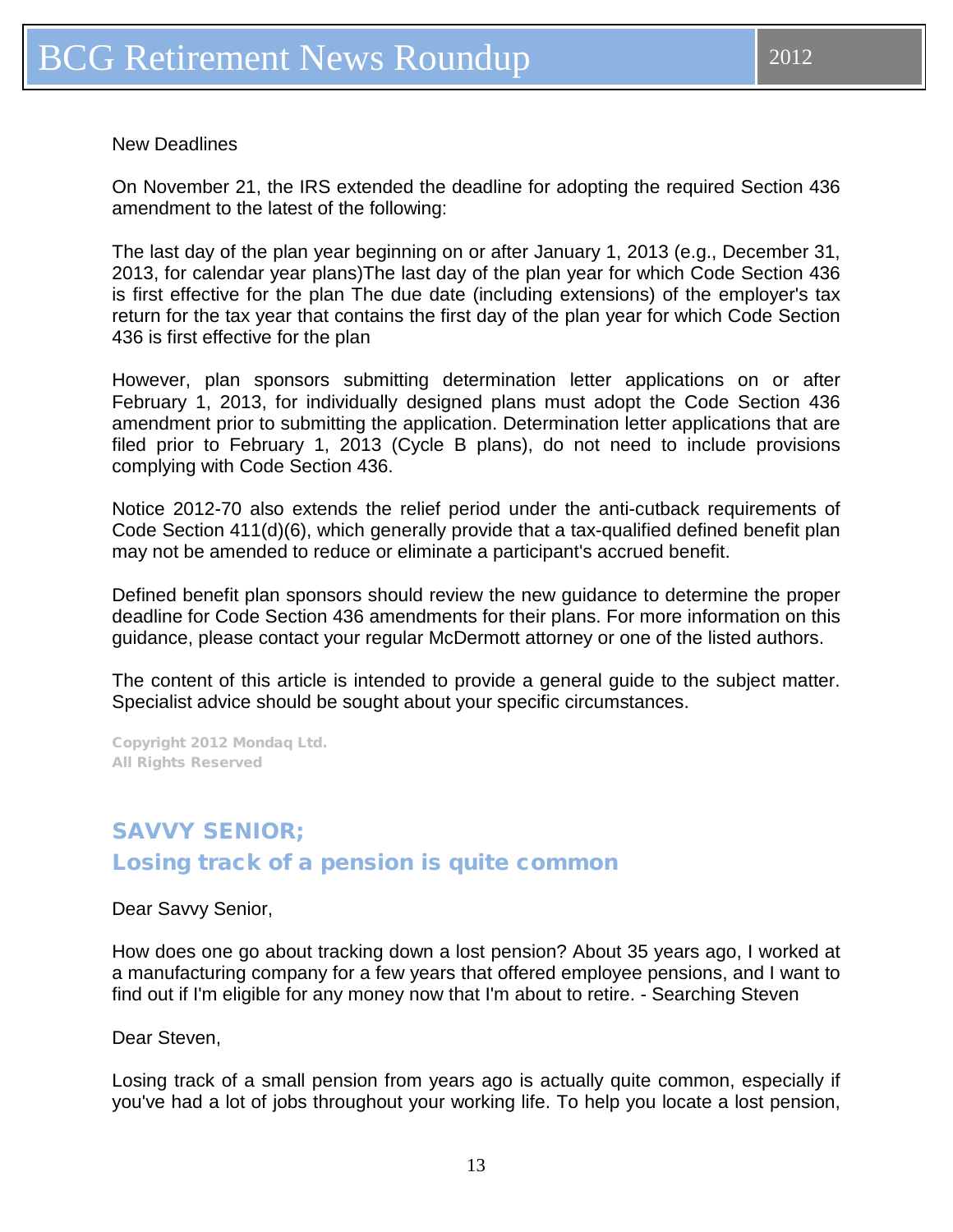New Deadlines

On November 21, the IRS extended the deadline for adopting the required Section 436 amendment to the latest of the following:

The last day of the plan year beginning on or after January 1, 2013 (e.g., December 31, 2013, for calendar year plans)The last day of the plan year for which Code Section 436 is first effective for the plan The due date (including extensions) of the employer's tax return for the tax year that contains the first day of the plan year for which Code Section 436 is first effective for the plan

However, plan sponsors submitting determination letter applications on or after February 1, 2013, for individually designed plans must adopt the Code Section 436 amendment prior to submitting the application. Determination letter applications that are filed prior to February 1, 2013 (Cycle B plans), do not need to include provisions complying with Code Section 436.

Notice 2012-70 also extends the relief period under the anti-cutback requirements of Code Section 411(d)(6), which generally provide that a tax-qualified defined benefit plan may not be amended to reduce or eliminate a participant's accrued benefit.

Defined benefit plan sponsors should review the new guidance to determine the proper deadline for Code Section 436 amendments for their plans. For more information on this guidance, please contact your regular McDermott attorney or one of the listed authors.

The content of this article is intended to provide a general guide to the subject matter. Specialist advice should be sought about your specific circumstances.

**Copyright 2012 Mondaq Ltd.**
**All Rights Reserved**

## SAVVY SENIOR;
## Losing track of a pension is quite common

Dear Savvy Senior,

How does one go about tracking down a lost pension? About 35 years ago, I worked at a manufacturing company for a few years that offered employee pensions, and I want to find out if I'm eligible for any money now that I'm about to retire. - Searching Steven

Dear Steven,

Losing track of a small pension from years ago is actually quite common, especially if you've had a lot of jobs throughout your working life. To help you locate a lost pension,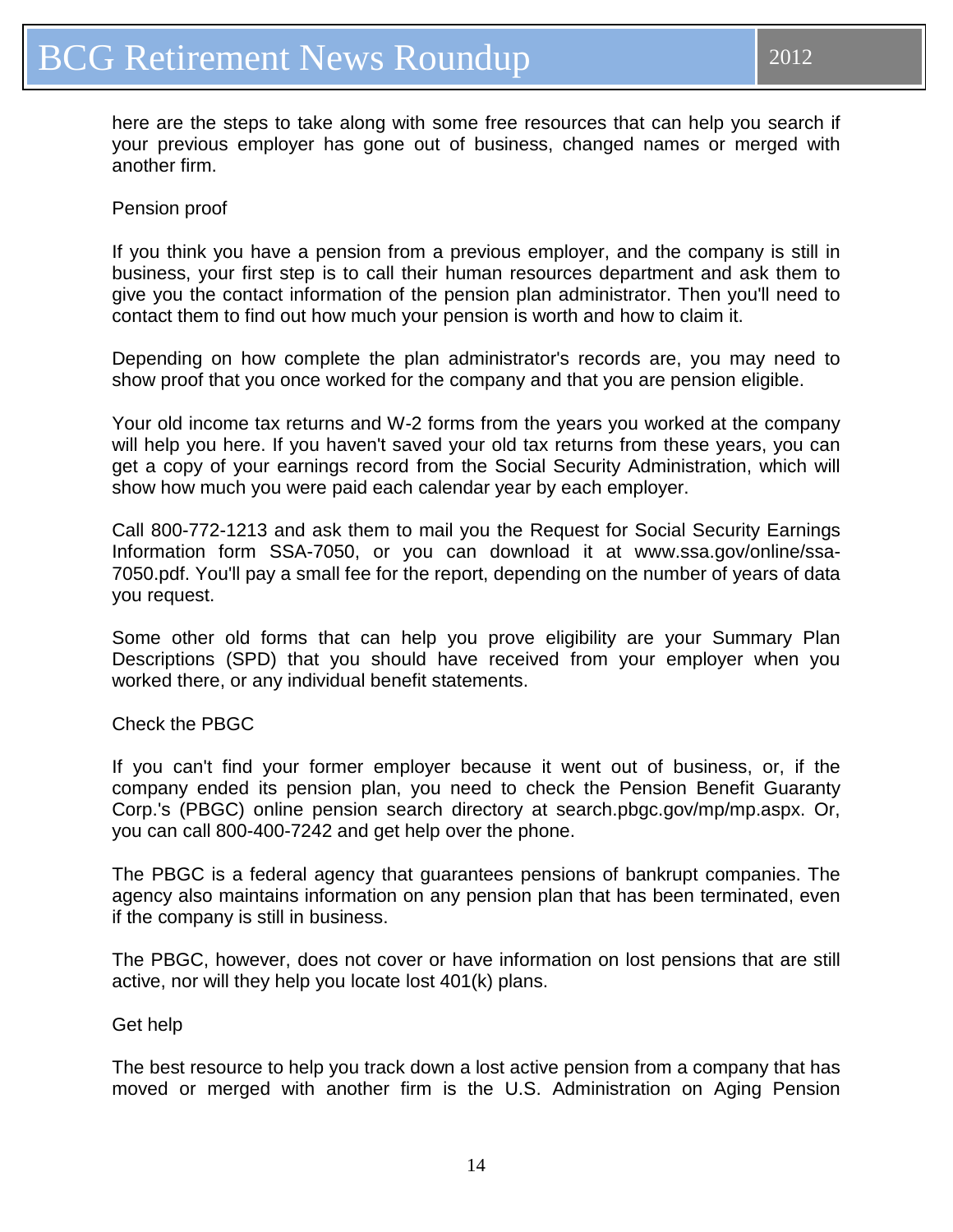here are the steps to take along with some free resources that can help you search if your previous employer has gone out of business, changed names or merged with another firm.

Pension proof

If you think you have a pension from a previous employer, and the company is still in business, your first step is to call their human resources department and ask them to give you the contact information of the pension plan administrator. Then you'll need to contact them to find out how much your pension is worth and how to claim it.

Depending on how complete the plan administrator's records are, you may need to show proof that you once worked for the company and that you are pension eligible.

Your old income tax returns and W-2 forms from the years you worked at the company will help you here. If you haven't saved your old tax returns from these years, you can get a copy of your earnings record from the Social Security Administration, which will show how much you were paid each calendar year by each employer.

Call 800-772-1213 and ask them to mail you the Request for Social Security Earnings Information form SSA-7050, or you can download it at www.ssa.gov/online/ssa-7050.pdf. You'll pay a small fee for the report, depending on the number of years of data you request.

Some other old forms that can help you prove eligibility are your Summary Plan Descriptions (SPD) that you should have received from your employer when you worked there, or any individual benefit statements.

Check the PBGC

If you can't find your former employer because it went out of business, or, if the company ended its pension plan, you need to check the Pension Benefit Guaranty Corp.'s (PBGC) online pension search directory at search.pbgc.gov/mp/mp.aspx. Or, you can call 800-400-7242 and get help over the phone.

The PBGC is a federal agency that guarantees pensions of bankrupt companies. The agency also maintains information on any pension plan that has been terminated, even if the company is still in business.

The PBGC, however, does not cover or have information on lost pensions that are still active, nor will they help you locate lost 401(k) plans.

Get help

The best resource to help you track down a lost active pension from a company that has moved or merged with another firm is the U.S. Administration on Aging Pension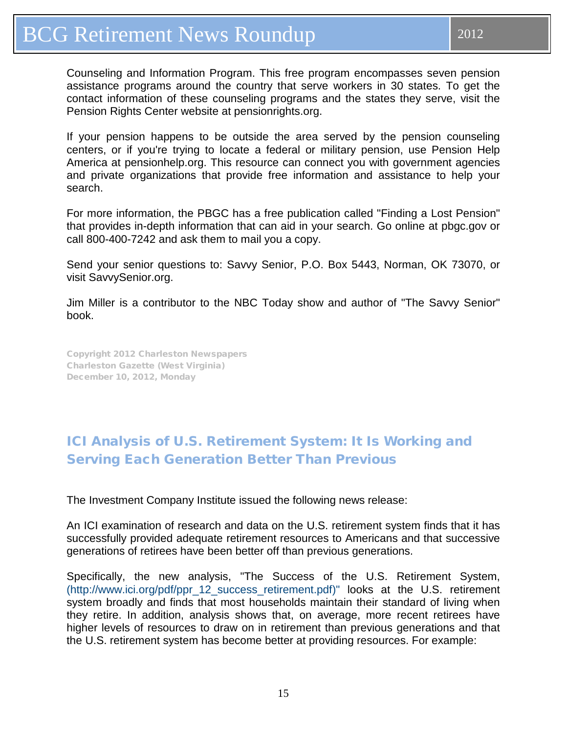Counseling and Information Program. This free program encompasses seven pension assistance programs around the country that serve workers in 30 states. To get the contact information of these counseling programs and the states they serve, visit the Pension Rights Center website at pensionrights.org.

If your pension happens to be outside the area served by the pension counseling centers, or if you're trying to locate a federal or military pension, use Pension Help America at pensionhelp.org. This resource can connect you with government agencies and private organizations that provide free information and assistance to help your search.

For more information, the PBGC has a free publication called "Finding a Lost Pension" that provides in-depth information that can aid in your search. Go online at pbgc.gov or call 800-400-7242 and ask them to mail you a copy.

Send your senior questions to: Savvy Senior, P.O. Box 5443, Norman, OK 73070, or visit SavvySenior.org.

Jim Miller is a contributor to the NBC Today show and author of "The Savvy Senior" book.

Copyright 2012 Charleston Newspapers
Charleston Gazette (West Virginia)
December 10, 2012, Monday

## ICI Analysis of U.S. Retirement System: It Is Working and Serving Each Generation Better Than Previous

The Investment Company Institute issued the following news release:

An ICI examination of research and data on the U.S. retirement system finds that it has successfully provided adequate retirement resources to Americans and that successive generations of retirees have been better off than previous generations.

Specifically, the new analysis, "The Success of the U.S. Retirement System, (http://www.ici.org/pdf/ppr_12_success_retirement.pdf)" looks at the U.S. retirement system broadly and finds that most households maintain their standard of living when they retire. In addition, analysis shows that, on average, more recent retirees have higher levels of resources to draw on in retirement than previous generations and that the U.S. retirement system has become better at providing resources. For example: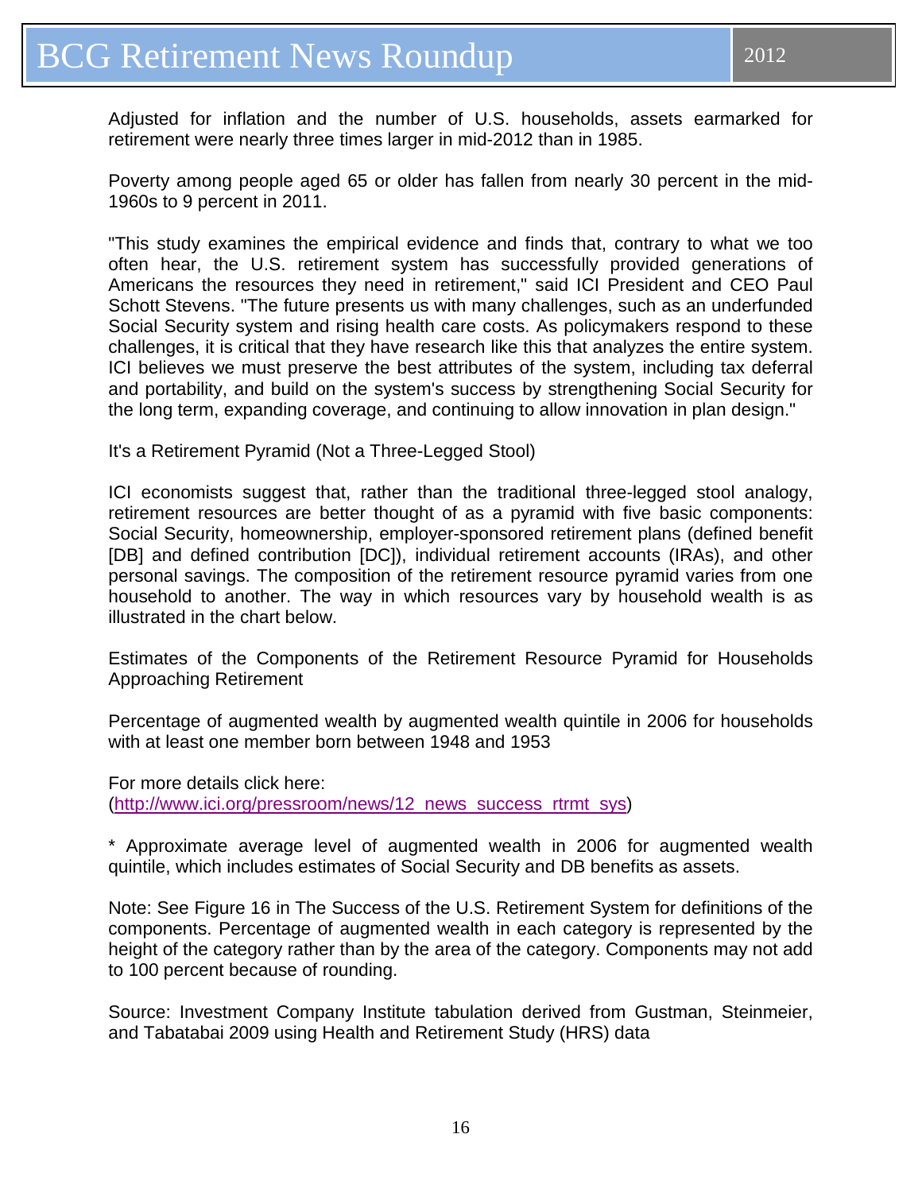Adjusted for inflation and the number of U.S. households, assets earmarked for retirement were nearly three times larger in mid-2012 than in 1985.

Poverty among people aged 65 or older has fallen from nearly 30 percent in the mid-1960s to 9 percent in 2011.

"This study examines the empirical evidence and finds that, contrary to what we too often hear, the U.S. retirement system has successfully provided generations of Americans the resources they need in retirement," said ICI President and CEO Paul Schott Stevens. "The future presents us with many challenges, such as an underfunded Social Security system and rising health care costs. As policymakers respond to these challenges, it is critical that they have research like this that analyzes the entire system. ICI believes we must preserve the best attributes of the system, including tax deferral and portability, and build on the system's success by strengthening Social Security for the long term, expanding coverage, and continuing to allow innovation in plan design."

It's a Retirement Pyramid (Not a Three-Legged Stool)

ICI economists suggest that, rather than the traditional three-legged stool analogy, retirement resources are better thought of as a pyramid with five basic components: Social Security, homeownership, employer-sponsored retirement plans (defined benefit [DB] and defined contribution [DC]), individual retirement accounts (IRAs), and other personal savings. The composition of the retirement resource pyramid varies from one household to another. The way in which resources vary by household wealth is as illustrated in the chart below.

Estimates of the Components of the Retirement Resource Pyramid for Households Approaching Retirement

Percentage of augmented wealth by augmented wealth quintile in 2006 for households with at least one member born between 1948 and 1953

For more details click here: ([http://www.ici.org/pressroom/news/12_news_success_rtrmt_sys](http://www.ici.org/pressroom/news/12_news_success_rtrmt_sys))

* Approximate average level of augmented wealth in 2006 for augmented wealth quintile, which includes estimates of Social Security and DB benefits as assets.

Note: See Figure 16 in The Success of the U.S. Retirement System for definitions of the components. Percentage of augmented wealth in each category is represented by the height of the category rather than by the area of the category. Components may not add to 100 percent because of rounding.

Source: Investment Company Institute tabulation derived from Gustman, Steinmeier, and Tabatabai 2009 using Health and Retirement Study (HRS) data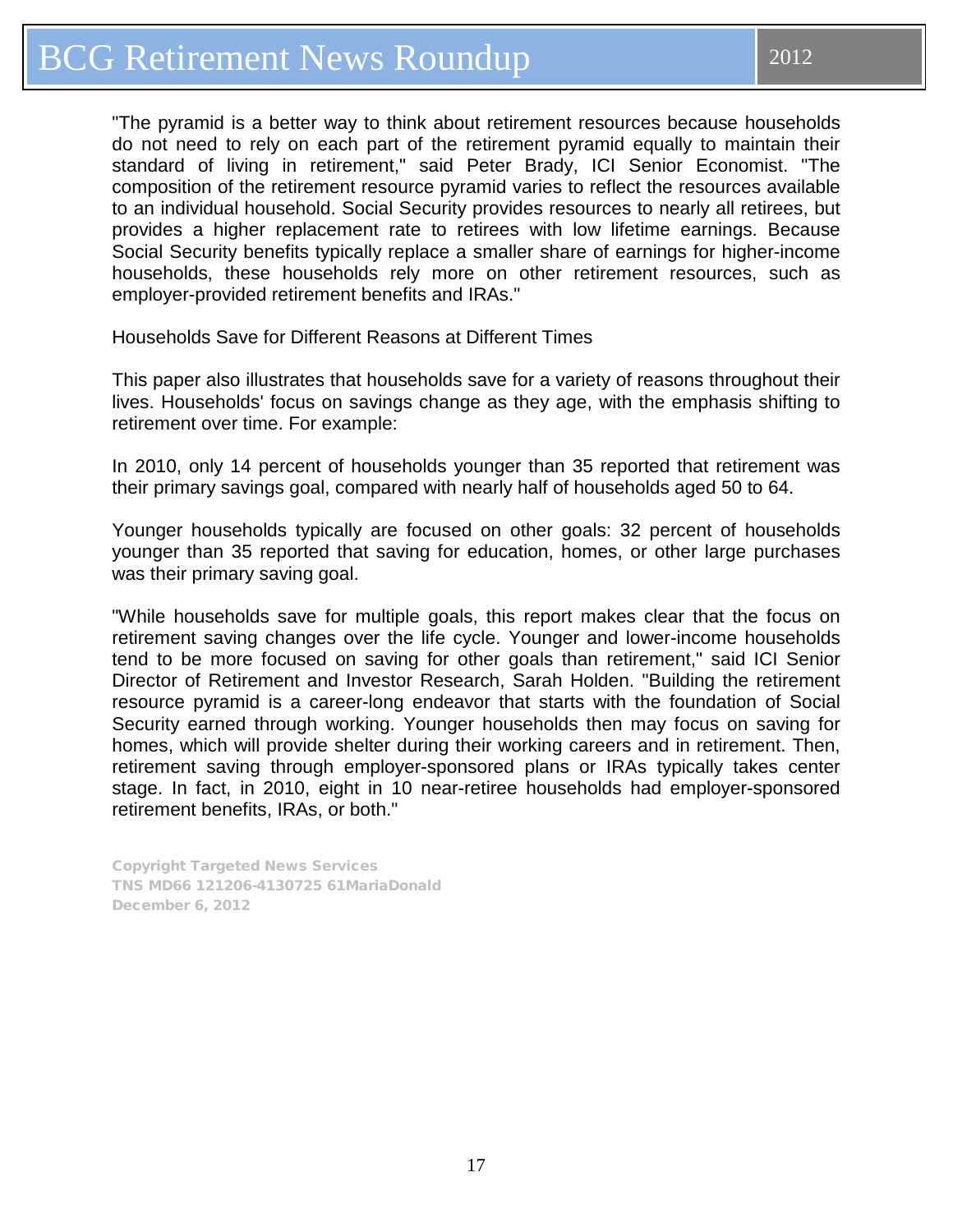"The pyramid is a better way to think about retirement resources because households do not need to rely on each part of the retirement pyramid equally to maintain their standard of living in retirement," said Peter Brady, ICI Senior Economist. "The composition of the retirement resource pyramid varies to reflect the resources available to an individual household. Social Security provides resources to nearly all retirees, but provides a higher replacement rate to retirees with low lifetime earnings. Because Social Security benefits typically replace a smaller share of earnings for higher-income households, these households rely more on other retirement resources, such as employer-provided retirement benefits and IRAs."

Households Save for Different Reasons at Different Times

This paper also illustrates that households save for a variety of reasons throughout their lives. Households' focus on savings change as they age, with the emphasis shifting to retirement over time. For example:

In 2010, only 14 percent of households younger than 35 reported that retirement was their primary savings goal, compared with nearly half of households aged 50 to 64.

Younger households typically are focused on other goals: 32 percent of households younger than 35 reported that saving for education, homes, or other large purchases was their primary saving goal.

"While households save for multiple goals, this report makes clear that the focus on retirement saving changes over the life cycle. Younger and lower-income households tend to be more focused on saving for other goals than retirement," said ICI Senior Director of Retirement and Investor Research, Sarah Holden. "Building the retirement resource pyramid is a career-long endeavor that starts with the foundation of Social Security earned through working. Younger households then may focus on saving for homes, which will provide shelter during their working careers and in retirement. Then, retirement saving through employer-sponsored plans or IRAs typically takes center stage. In fact, in 2010, eight in 10 near-retiree households had employer-sponsored retirement benefits, IRAs, or both."

Copyright Targeted News Services
TNS MD66 121206-4130725 61MariaDonald
December 6, 2012